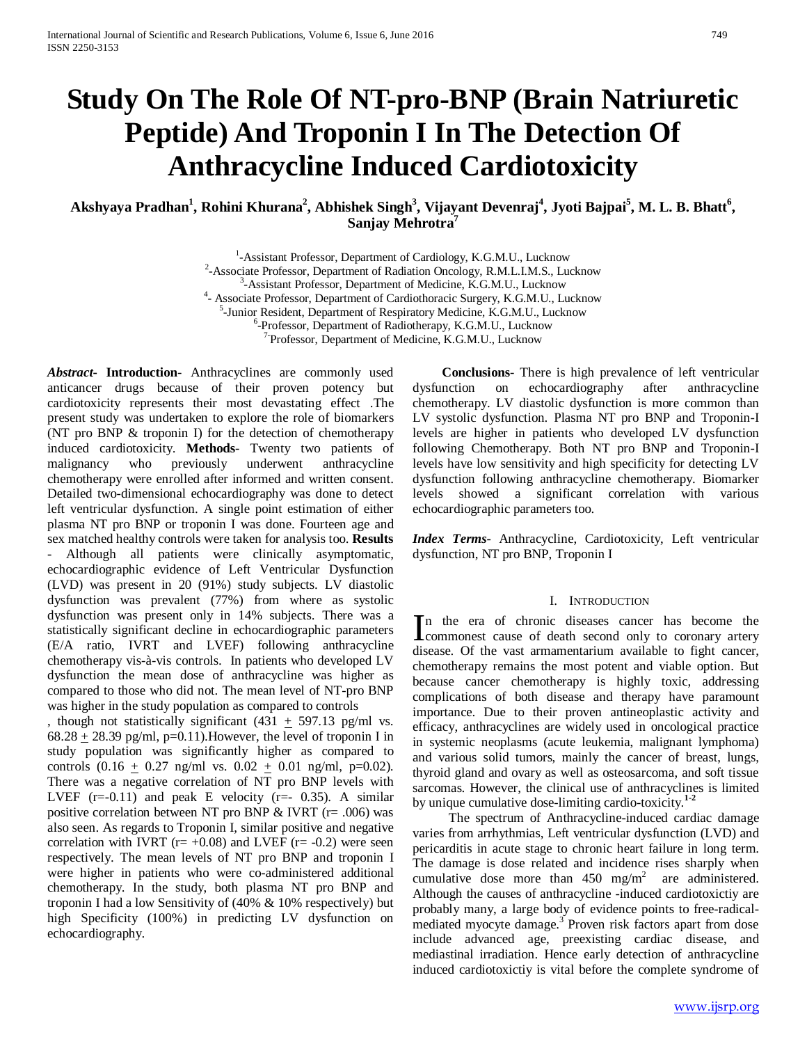# Study On The Role Of NT-pro-BNP (Brain Natriuretic Peptide) And Troponin I In The Detection Of Anthracycline Induced Cardiotoxicity

**Akshyaya Pradhan[1], Rohini Khurana[2], Abhishek Singh[3], Vijayant Devenraj[4], Jyoti Bajpai[5], M. L. B. Bhatt[6], Sanjay Mehrotra[7]**

[1]-Assistant Professor, Department of Cardiology, K.G.M.U., Lucknow
[2]-Associate Professor, Department of Radiation Oncology, R.M.L.I.M.S., Lucknow
[3]-Assistant Professor, Department of Medicine, K.G.M.U., Lucknow
[4]- Associate Professor, Department of Cardiothoracic Surgery, K.G.M.U., Lucknow
[5]-Junior Resident, Department of Respiratory Medicine, K.G.M.U., Lucknow
[6]-Professor, Department of Radiotherapy, K.G.M.U., Lucknow
[7]-Professor, Department of Medicine, K.G.M.U., Lucknow

***Abstract*- Introduction**- Anthracyclines are commonly used anticancer drugs because of their proven potency but cardiotoxicity represents their most devastating effect .The present study was undertaken to explore the role of biomarkers (NT pro BNP & troponin I) for the detection of chemotherapy induced cardiotoxicity. **Methods**- Twenty two patients of malignancy who previously underwent anthracycline chemotherapy were enrolled after informed and written consent. Detailed two-dimensional echocardiography was done to detect left ventricular dysfunction. A single point estimation of either plasma NT pro BNP or troponin I was done. Fourteen age and sex matched healthy controls were taken for analysis too. **Results** - Although all patients were clinically asymptomatic, echocardiographic evidence of Left Ventricular Dysfunction (LVD) was present in 20 (91%) study subjects. LV diastolic dysfunction was prevalent (77%) from where as systolic dysfunction was present only in 14% subjects. There was a statistically significant decline in echocardiographic parameters (E/A ratio, IVRT and LVEF) following anthracycline chemotherapy vis-à-vis controls. In patients who developed LV dysfunction the mean dose of anthracycline was higher as compared to those who did not. The mean level of NT-pro BNP was higher in the study population as compared to controls , though not statistically significant ($431 \pm 597.13$ pg/ml vs. $68.28 \pm 28.39$ pg/ml, $p=0.11$).However, the level of troponin I in study population was significantly higher as compared to controls ($0.16 \pm 0.27$ ng/ml vs. $0.02 \pm 0.01$ ng/ml, $p=0.02$). There was a negative correlation of NT pro BNP levels with LVEF ($r=-0.11$) and peak E velocity ($r=-0.35$). A similar positive correlation between NT pro BNP & IVRT ($r= .006$) was also seen. As regards to Troponin I, similar positive and negative correlation with IVRT ($r= +0.08$) and LVEF ($r= -0.2$) were seen respectively. The mean levels of NT pro BNP and troponin I were higher in patients who were co-administered additional chemotherapy. In the study, both plasma NT pro BNP and troponin I had a low Sensitivity of (40% & 10% respectively) but high Specificity (100%) in predicting LV dysfunction on echocardiography.

**Conclusions**- There is high prevalence of left ventricular dysfunction on echocardiography after anthracycline chemotherapy. LV diastolic dysfunction is more common than LV systolic dysfunction. Plasma NT pro BNP and Troponin-I levels are higher in patients who developed LV dysfunction following Chemotherapy. Both NT pro BNP and Troponin-I levels have low sensitivity and high specificity for detecting LV dysfunction following anthracycline chemotherapy. Biomarker levels showed a significant correlation with various echocardiographic parameters too.

***Index Terms***- Anthracycline, Cardiotoxicity, Left ventricular dysfunction, NT pro BNP, Troponin I

## I. Introduction

In the era of chronic diseases cancer has become the commonest cause of death second only to coronary artery disease. Of the vast armamentarium available to fight cancer, chemotherapy remains the most potent and viable option. But because cancer chemotherapy is highly toxic, addressing complications of both disease and therapy have paramount importance. Due to their proven antineoplastic activity and efficacy, anthracyclines are widely used in oncological practice in systemic neoplasms (acute leukemia, malignant lymphoma) and various solid tumors, mainly the cancer of breast, lungs, thyroid gland and ovary as well as osteosarcoma, and soft tissue sarcomas. However, the clinical use of anthracyclines is limited by unique cumulative dose-limiting cardio-toxicity.[1-2]

The spectrum of Anthracycline-induced cardiac damage varies from arrhythmias, Left ventricular dysfunction (LVD) and pericarditis in acute stage to chronic heart failure in long term. The damage is dose related and incidence rises sharply when cumulative dose more than 450 $mg/m^2$ are administered. Although the causes of anthracycline -induced cardiotoxictiy are probably many, a large body of evidence points to free-radical-mediated myocyte damage.[3] Proven risk factors apart from dose include advanced age, preexisting cardiac disease, and mediastinal irradiation. Hence early detection of anthracycline induced cardiotoxictiy is vital before the complete syndrome of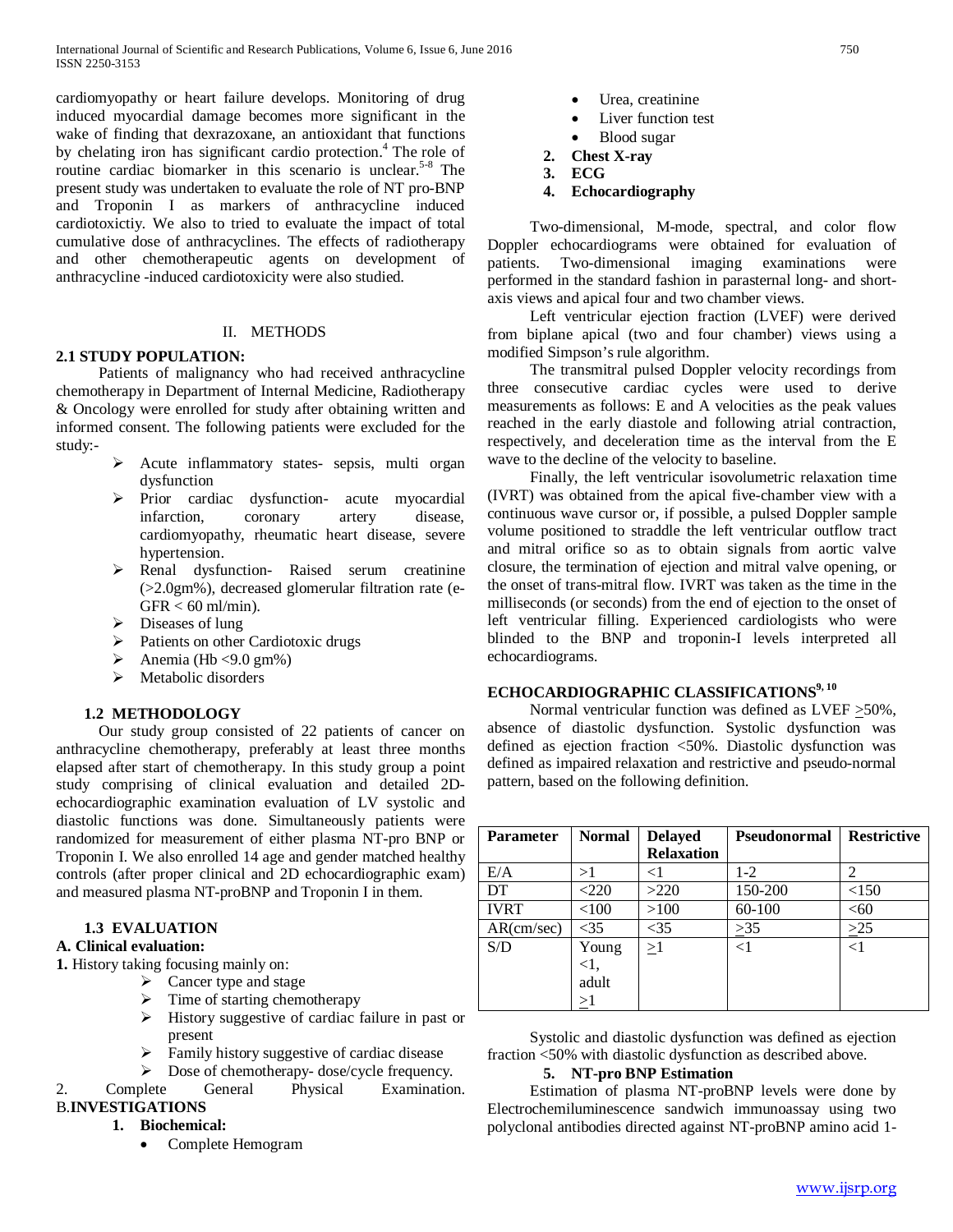cardiomyopathy or heart failure develops. Monitoring of drug induced myocardial damage becomes more significant in the wake of finding that dexrazoxane, an antioxidant that functions by chelating iron has significant cardio protection.[4] The role of routine cardiac biomarker in this scenario is unclear.[5-8] The present study was undertaken to evaluate the role of NT pro-BNP and Troponin I as markers of anthracycline induced cardiotoxictiy. We also to tried to evaluate the impact of total cumulative dose of anthracyclines. The effects of radiotherapy and other chemotherapeutic agents on development of anthracycline -induced cardiotoxicity were also studied.

## II. METHODS

### 2.1 STUDY POPULATION:

Patients of malignancy who had received anthracycline chemotherapy in Department of Internal Medicine, Radiotherapy & Oncology were enrolled for study after obtaining written and informed consent. The following patients were excluded for the study:-

- Acute inflammatory states- sepsis, multi organ dysfunction
- Prior cardiac dysfunction- acute myocardial infarction, coronary artery disease, cardiomyopathy, rheumatic heart disease, severe hypertension.
- Renal dysfunction- Raised serum creatinine (>2.0gm%), decreased glomerular filtration rate (e-GFR < 60 ml/min).
- Diseases of lung
- Patients on other Cardiotoxic drugs
- Anemia (Hb <9.0 gm%)
- Metabolic disorders

### 1.2 METHODOLOGY

Our study group consisted of 22 patients of cancer on anthracycline chemotherapy, preferably at least three months elapsed after start of chemotherapy. In this study group a point study comprising of clinical evaluation and detailed 2D-echocardiographic examination evaluation of LV systolic and diastolic functions was done. Simultaneously patients were randomized for measurement of either plasma NT-pro BNP or Troponin I. We also enrolled 14 age and gender matched healthy controls (after proper clinical and 2D echocardiographic exam) and measured plasma NT-proBNP and Troponin I in them.

### 1.3 EVALUATION

**A. Clinical evaluation:**

**1.** History taking focusing mainly on:

- Cancer type and stage
- Time of starting chemotherapy
- History suggestive of cardiac failure in past or present
- Family history suggestive of cardiac disease
- Dose of chemotherapy- dose/cycle frequency.

2. Complete General Physical Examination.

B.**INVESTIGATIONS**

1. **Biochemical:**
    - Complete Hemogram
    - Urea, creatinine
    - Liver function test
    - Blood sugar
2. **Chest X-ray**
3. **ECG**
4. **Echocardiography**

Two-dimensional, M-mode, spectral, and color flow Doppler echocardiograms were obtained for evaluation of patients. Two-dimensional imaging examinations were performed in the standard fashion in parasternal long- and short-axis views and apical four and two chamber views.

Left ventricular ejection fraction (LVEF) were derived from biplane apical (two and four chamber) views using a modified Simpson's rule algorithm.

The transmitral pulsed Doppler velocity recordings from three consecutive cardiac cycles were used to derive measurements as follows: E and A velocities as the peak values reached in the early diastole and following atrial contraction, respectively, and deceleration time as the interval from the E wave to the decline of the velocity to baseline.

Finally, the left ventricular isovolumetric relaxation time (IVRT) was obtained from the apical five-chamber view with a continuous wave cursor or, if possible, a pulsed Doppler sample volume positioned to straddle the left ventricular outflow tract and mitral orifice so as to obtain signals from aortic valve closure, the termination of ejection and mitral valve opening, or the onset of trans-mitral flow. IVRT was taken as the time in the milliseconds (or seconds) from the end of ejection to the onset of left ventricular filling. Experienced cardiologists who were blinded to the BNP and troponin-I levels interpreted all echocardiograms.

### ECHOCARDIOGRAPHIC CLASSIFICATIONS[9, 10]

Normal ventricular function was defined as LVEF ≥50%, absence of diastolic dysfunction. Systolic dysfunction was defined as ejection fraction <50%. Diastolic dysfunction was defined as impaired relaxation and restrictive and pseudo-normal pattern, based on the following definition.

| Parameter | Normal | Delayed Relaxation | Pseudonormal | Restrictive |
|---|---|---|---|---|
| E/A | >1 | <1 | 1-2 | 2 |
| DT | <220 | >220 | 150-200 | <150 |
| IVRT | <100 | >100 | 60-100 | <60 |
| AR(cm/sec) | <35 | <35 | ≥35 | ≥25 |
| S/D | Young <1, adult ≥1 | ≥1 | <1 | <1 |

Systolic and diastolic dysfunction was defined as ejection fraction <50% with diastolic dysfunction as described above.

5. **NT-pro BNP Estimation**

Estimation of plasma NT-proBNP levels were done by Electrochemiluminescence sandwich immunoassay using two polyclonal antibodies directed against NT-proBNP amino acid 1-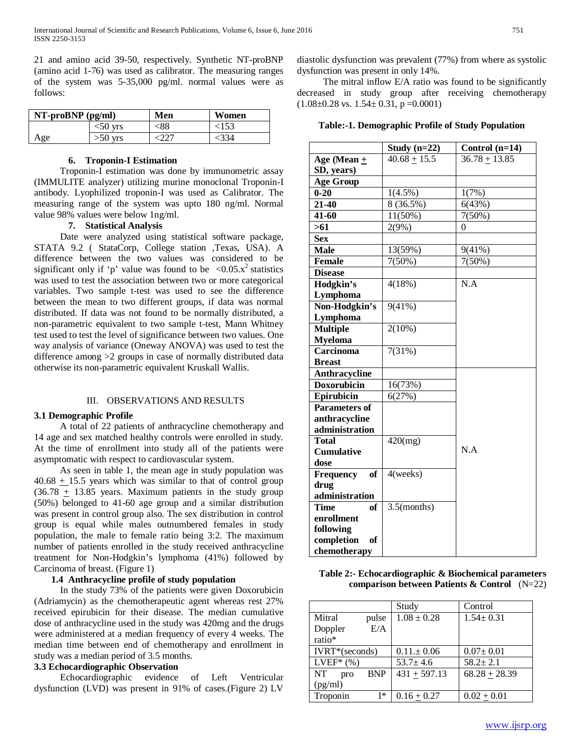21 and amino acid 39-50, respectively. Synthetic NT-proBNP (amino acid 1-76) was used as calibrator. The measuring ranges of the system was 5-35,000 pg/ml. normal values were as follows:

| NT-proBNP (pg/ml) | | Men | Women |
|---|---|---|---|
| Age | <50 yrs | <88 | <153 |
| | >50 yrs | <227 | <334 |

### 6. Troponin-I Estimation

Troponin-I estimation was done by immunometric assay (IMMULITE analyzer) utilizing murine monoclonal Troponin-I antibody. Lyophilized troponin-I was used as Calibrator. The measuring range of the system was upto 180 ng/ml. Normal value 98% values were below 1ng/ml.

### 7. Statistical Analysis

Date were analyzed using statistical software package, STATA 9.2 ( StataCorp, College station ,Texas, USA). A difference between the two values was considered to be significant only if 'p' value was found to be $<0.05.x^2$ statistics was used to test the association between two or more categorical variables. Two sample t-test was used to see the difference between the mean to two different groups, if data was normal distributed. If data was not found to be normally distributed, a non-parametric equivalent to two sample t-test, Mann Whitney test used to test the level of significance between two values. One way analysis of variance (Oneway ANOVA) was used to test the difference among >2 groups in case of normally distributed data otherwise its non-parametric equivalent Kruskall Wallis.

## III. OBSERVATIONS AND RESULTS

### 3.1 Demographic Profile

A total of 22 patients of anthracycline chemotherapy and 14 age and sex matched healthy controls were enrolled in study. At the time of enrollment into study all of the patients were asymptomatic with respect to cardiovascular system.

As seen in table 1, the mean age in study population was 40.68 + 15.5 years which was similar to that of control group (36.78 + 13.85 years. Maximum patients in the study group (50%) belonged to 41-60 age group and a similar distribution was present in control group also. The sex distribution in control group is equal while males outnumbered females in study population, the male to female ratio being 3:2. The maximum number of patients enrolled in the study received anthracycline treatment for Non-Hodgkin's lymphoma (41%) followed by Carcinoma of breast. (Figure 1)

### 1.4 Anthracycline profile of study population

In the study 73% of the patients were given Doxorubicin (Adriamycin) as the chemotherapeutic agent whereas rest 27% received epirubicin for their disease. The median cumulative dose of anthracycline used in the study was 420mg and the drugs were administered at a median frequency of every 4 weeks. The median time between end of chemotherapy and enrollment in study was a median period of 3.5 months.

### 3.3 Echocardiographic Observation

Echocardiographic evidence of Left Ventricular dysfunction (LVD) was present in 91% of cases.(Figure 2) LV diastolic dysfunction was prevalent (77%) from where as systolic dysfunction was present in only 14%.

The mitral inflow E/A ratio was found to be significantly decreased in study group after receiving chemotherapy (1.08±0.28 vs. 1.54± 0.31, p =0.0001)

**Table:-1. Demographic Profile of Study Population**

| | Study (n=22) | Control (n=14) |
|---|---|---|
| **Age (Mean + SD, years)** | 40.68 + 15.5 | 36.78 + 13.85 |
| **Age Group** | | |
| **0-20** | 1(4.5%) | 1(7%) |
| **21-40** | 8 (36.5%) | 6(43%) |
| **41-60** | 11(50%) | 7(50%) |
| **>61** | 2(9%) | 0 |
| **Sex** | | |
| **Male** | 13(59%) | 9(41%) |
| **Female** | 7(50%) | 7(50%) |
| **Disease** | | |
| **Hodgkin's Lymphoma** | 4(18%) | N.A |
| **Non-Hodgkin's Lymphoma** | 9(41%) | |
| **Multiple Myeloma** | 2(10%) | |
| **Carcinoma Breast** | 7(31%) | |
| **Anthracycline** | | N.A |
| **Doxorubicin** | 16(73%) | |
| **Epirubicin** | 6(27%) | |
| **Parameters of anthracycline administration** | | |
| **Total Cumulative dose** | 420(mg) | |
| **Frequency of drug administration** | 4(weeks) | |
| **Time of enrollment following completion of chemotherapy** | 3.5(months) | |

**Table 2:- Echocardiographic & Biochemical parameters comparison between Patients & Control** (N=22)

| | Study | Control |
|---|---|---|
| Mitral pulse Doppler E/A ratio* | 1.08 ± 0.28 | 1.54± 0.31 |
| IVRT*(seconds) | 0.11.± 0.06 | 0.07± 0.01 |
| LVEF* (%) | 53.7± 4.6 | 58.2± 2.1 |
| NT pro BNP (pg/ml) | 431 + 597.13 | 68.28 + 28.39 |
| Troponin I* | 0.16 + 0.27 | 0.02 + 0.01 |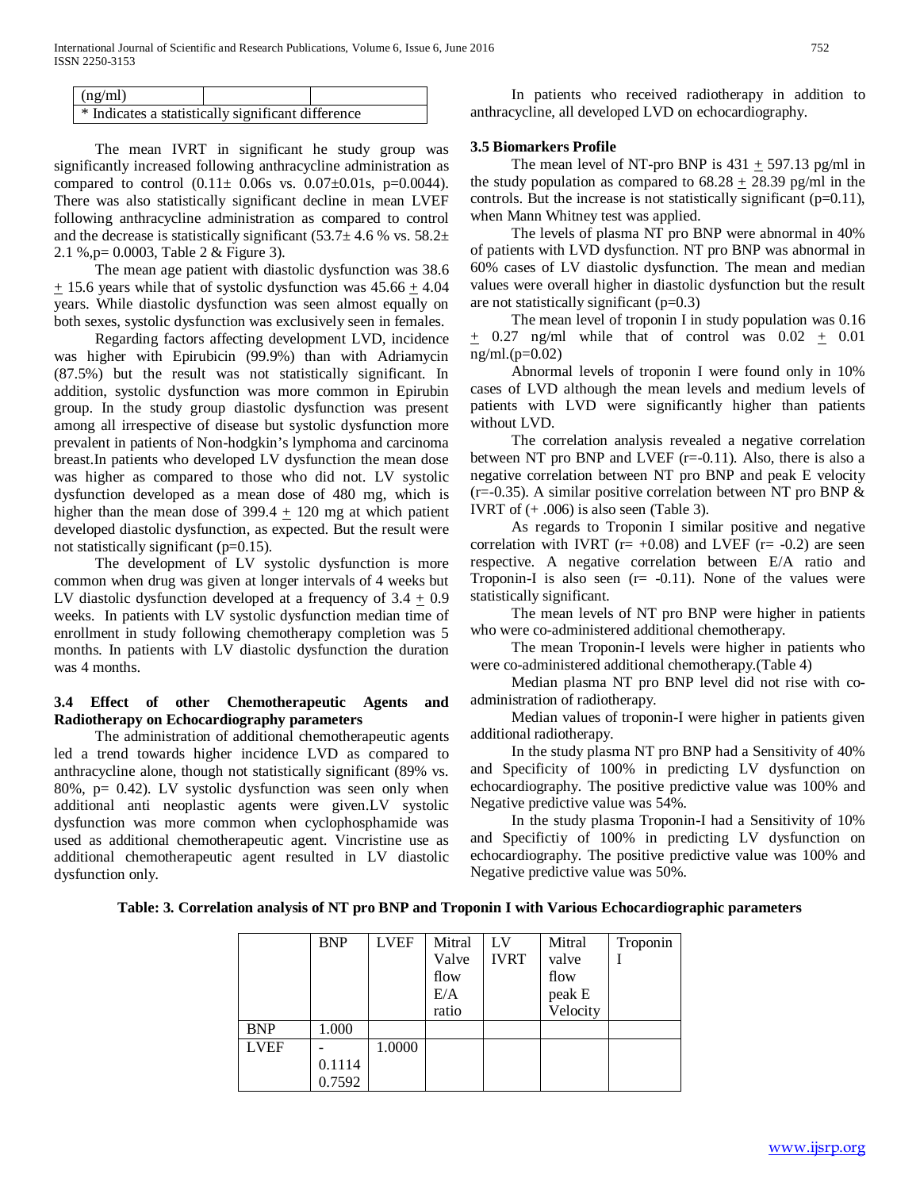| (ng/ml) | | |
|---|---|---|
| * Indicates a statistically significant difference | | |

The mean IVRT in significant he study group was significantly increased following anthracycline administration as compared to control (0.11± 0.06s vs. 0.07±0.01s, p=0.0044). There was also statistically significant decline in mean LVEF following anthracycline administration as compared to control and the decrease is statistically significant (53.7± 4.6 % vs. 58.2± 2.1 %,p= 0.0003, Table 2 & Figure 3).

The mean age patient with diastolic dysfunction was 38.6 ± 15.6 years while that of systolic dysfunction was 45.66 ± 4.04 years. While diastolic dysfunction was seen almost equally on both sexes, systolic dysfunction was exclusively seen in females.

Regarding factors affecting development LVD, incidence was higher with Epirubicin (99.9%) than with Adriamycin (87.5%) but the result was not statistically significant. In addition, systolic dysfunction was more common in Epirubin group. In the study group diastolic dysfunction was present among all irrespective of disease but systolic dysfunction more prevalent in patients of Non-hodgkin's lymphoma and carcinoma breast.In patients who developed LV dysfunction the mean dose was higher as compared to those who did not. LV systolic dysfunction developed as a mean dose of 480 mg, which is higher than the mean dose of 399.4 ± 120 mg at which patient developed diastolic dysfunction, as expected. But the result were not statistically significant (p=0.15).

The development of LV systolic dysfunction is more common when drug was given at longer intervals of 4 weeks but LV diastolic dysfunction developed at a frequency of 3.4 ± 0.9 weeks. In patients with LV systolic dysfunction median time of enrollment in study following chemotherapy completion was 5 months. In patients with LV diastolic dysfunction the duration was 4 months.

### 3.4 Effect of other Chemotherapeutic Agents and Radiotherapy on Echocardiography parameters

The administration of additional chemotherapeutic agents led a trend towards higher incidence LVD as compared to anthracycline alone, though not statistically significant (89% vs. 80%, p= 0.42). LV systolic dysfunction was seen only when additional anti neoplastic agents were given.LV systolic dysfunction was more common when cyclophosphamide was used as additional chemotherapeutic agent. Vincristine use as additional chemotherapeutic agent resulted in LV diastolic dysfunction only.

In patients who received radiotherapy in addition to anthracycline, all developed LVD on echocardiography.

### 3.5 Biomarkers Profile

The mean level of NT-pro BNP is 431 ± 597.13 pg/ml in the study population as compared to 68.28 ± 28.39 pg/ml in the controls. But the increase is not statistically significant (p=0.11), when Mann Whitney test was applied.

The levels of plasma NT pro BNP were abnormal in 40% of patients with LVD dysfunction. NT pro BNP was abnormal in 60% cases of LV diastolic dysfunction. The mean and median values were overall higher in diastolic dysfunction but the result are not statistically significant (p=0.3)

The mean level of troponin I in study population was 0.16 ± 0.27 ng/ml while that of control was 0.02 ± 0.01 ng/ml.(p=0.02)

Abnormal levels of troponin I were found only in 10% cases of LVD although the mean levels and medium levels of patients with LVD were significantly higher than patients without LVD.

The correlation analysis revealed a negative correlation between NT pro BNP and LVEF (r=-0.11). Also, there is also a negative correlation between NT pro BNP and peak E velocity (r=-0.35). A similar positive correlation between NT pro BNP & IVRT of (+ .006) is also seen (Table 3).

As regards to Troponin I similar positive and negative correlation with IVRT (r= +0.08) and LVEF (r= -0.2) are seen respective. A negative correlation between E/A ratio and Troponin-I is also seen (r= -0.11). None of the values were statistically significant.

The mean levels of NT pro BNP were higher in patients who were co-administered additional chemotherapy.

The mean Troponin-I levels were higher in patients who were co-administered additional chemotherapy.(Table 4)

Median plasma NT pro BNP level did not rise with co-administration of radiotherapy.

Median values of troponin-I were higher in patients given additional radiotherapy.

In the study plasma NT pro BNP had a Sensitivity of 40% and Specificity of 100% in predicting LV dysfunction on echocardiography. The positive predictive value was 100% and Negative predictive value was 54%.

In the study plasma Troponin-I had a Sensitivity of 10% and Specifictiy of 100% in predicting LV dysfunction on echocardiography. The positive predictive value was 100% and Negative predictive value was 50%.

**Table: 3. Correlation analysis of NT pro BNP and Troponin I with Various Echocardiographic parameters**

| | BNP | LVEF | Mitral Valve flow E/A ratio | LV IVRT | Mitral valve flow peak E Velocity | Troponin I |
|---|---|---|---|---|---|---|
| BNP | 1.000 | | | | | |
| LVEF | -0.1114 0.7592 | 1.0000 | | | | |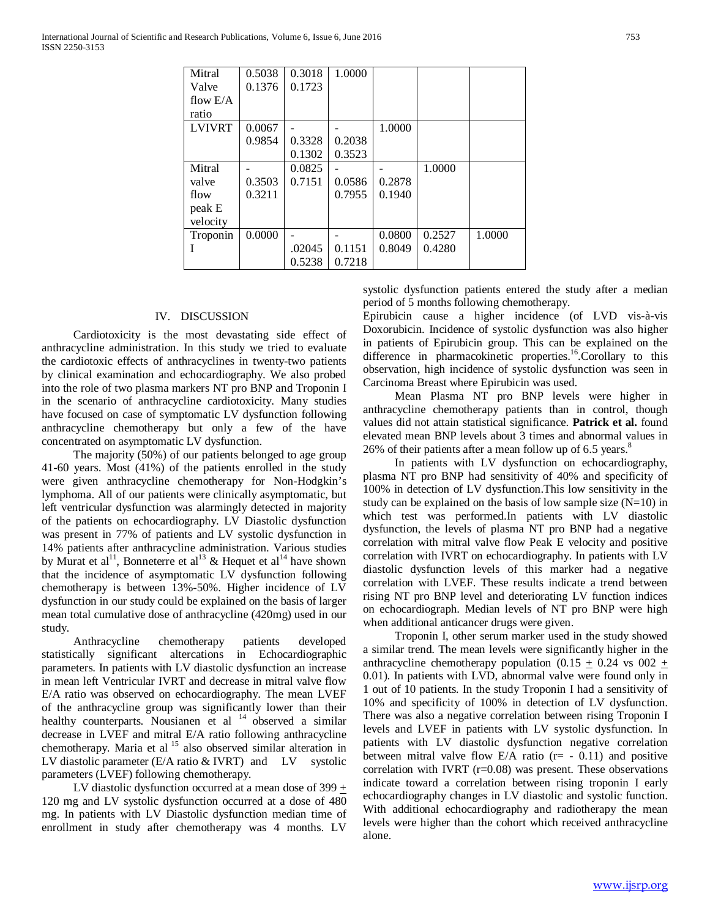| Mitral Valve flow E/A ratio | 0.5038 0.1376 | 0.3018 0.1723 | 1.0000 | | | |
|---|---|---|---|---|---|---|
| LVIVRT | 0.0067 0.9854 | - 0.3328 0.1302 | - 0.2038 0.3523 | 1.0000 | | |
| Mitral valve flow peak E velocity | - 0.3503 0.3211 | 0.0825 0.7151 | - 0.0586 0.7955 | - 0.2878 0.1940 | 1.0000 | |
| Troponin I | 0.0000 | - .02045 0.5238 | - 0.1151 0.7218 | 0.0800 0.8049 | 0.2527 0.4280 | 1.0000 |

## IV. DISCUSSION

Cardiotoxicity is the most devastating side effect of anthracycline administration. In this study we tried to evaluate the cardiotoxic effects of anthracyclines in twenty-two patients by clinical examination and echocardiography. We also probed into the role of two plasma markers NT pro BNP and Troponin I in the scenario of anthracycline cardiotoxicity. Many studies have focused on case of symptomatic LV dysfunction following anthracycline chemotherapy but only a few of the have concentrated on asymptomatic LV dysfunction.

The majority (50%) of our patients belonged to age group 41-60 years. Most (41%) of the patients enrolled in the study were given anthracycline chemotherapy for Non-Hodgkin's lymphoma. All of our patients were clinically asymptomatic, but left ventricular dysfunction was alarmingly detected in majority of the patients on echocardiography. LV Diastolic dysfunction was present in 77% of patients and LV systolic dysfunction in 14% patients after anthracycline administration. Various studies by Murat et al[11], Bonneterre et al[13] & Hequet et al[14] have shown that the incidence of asymptomatic LV dysfunction following chemotherapy is between 13%-50%. Higher incidence of LV dysfunction in our study could be explained on the basis of larger mean total cumulative dose of anthracycline (420mg) used in our study.

Anthracycline chemotherapy patients developed statistically significant altercations in Echocardiographic parameters. In patients with LV diastolic dysfunction an increase in mean left Ventricular IVRT and decrease in mitral valve flow E/A ratio was observed on echocardiography. The mean LVEF of the anthracycline group was significantly lower than their healthy counterparts. Nousianen et al [14] observed a similar decrease in LVEF and mitral E/A ratio following anthracycline chemotherapy. Maria et al [15] also observed similar alteration in LV diastolic parameter (E/A ratio & IVRT) and LV systolic parameters (LVEF) following chemotherapy.

LV diastolic dysfunction occurred at a mean dose of 399 $\pm$ 120 mg and LV systolic dysfunction occurred at a dose of 480 mg. In patients with LV Diastolic dysfunction median time of enrollment in study after chemotherapy was 4 months. LV systolic dysfunction patients entered the study after a median period of 5 months following chemotherapy.

Epirubicin cause a higher incidence (of LVD vis-à-vis Doxorubicin. Incidence of systolic dysfunction was also higher in patients of Epirubicin group. This can be explained on the difference in pharmacokinetic properties.[16].Corollary to this observation, high incidence of systolic dysfunction was seen in Carcinoma Breast where Epirubicin was used.

Mean Plasma NT pro BNP levels were higher in anthracycline chemotherapy patients than in control, though values did not attain statistical significance. **Patrick et al.** found elevated mean BNP levels about 3 times and abnormal values in 26% of their patients after a mean follow up of 6.5 years.[8]

In patients with LV dysfunction on echocardiography, plasma NT pro BNP had sensitivity of 40% and specificity of 100% in detection of LV dysfunction.This low sensitivity in the study can be explained on the basis of low sample size (N=10) in which test was performed.In patients with LV diastolic dysfunction, the levels of plasma NT pro BNP had a negative correlation with mitral valve flow Peak E velocity and positive correlation with IVRT on echocardiography. In patients with LV diastolic dysfunction levels of this marker had a negative correlation with LVEF. These results indicate a trend between rising NT pro BNP level and deteriorating LV function indices on echocardiograph. Median levels of NT pro BNP were high when additional anticancer drugs were given.

Troponin I, other serum marker used in the study showed a similar trend. The mean levels were significantly higher in the anthracycline chemotherapy population (0.15 $\pm$ 0.24 vs 002 $\pm$ 0.01). In patients with LVD, abnormal valve were found only in 1 out of 10 patients. In the study Troponin I had a sensitivity of 10% and specificity of 100% in detection of LV dysfunction. There was also a negative correlation between rising Troponin I levels and LVEF in patients with LV systolic dysfunction. In patients with LV diastolic dysfunction negative correlation between mitral valve flow E/A ratio (r= - 0.11) and positive correlation with IVRT (r=0.08) was present. These observations indicate toward a correlation between rising troponin I early echocardiography changes in LV diastolic and systolic function. With additional echocardiography and radiotherapy the mean levels were higher than the cohort which received anthracycline alone.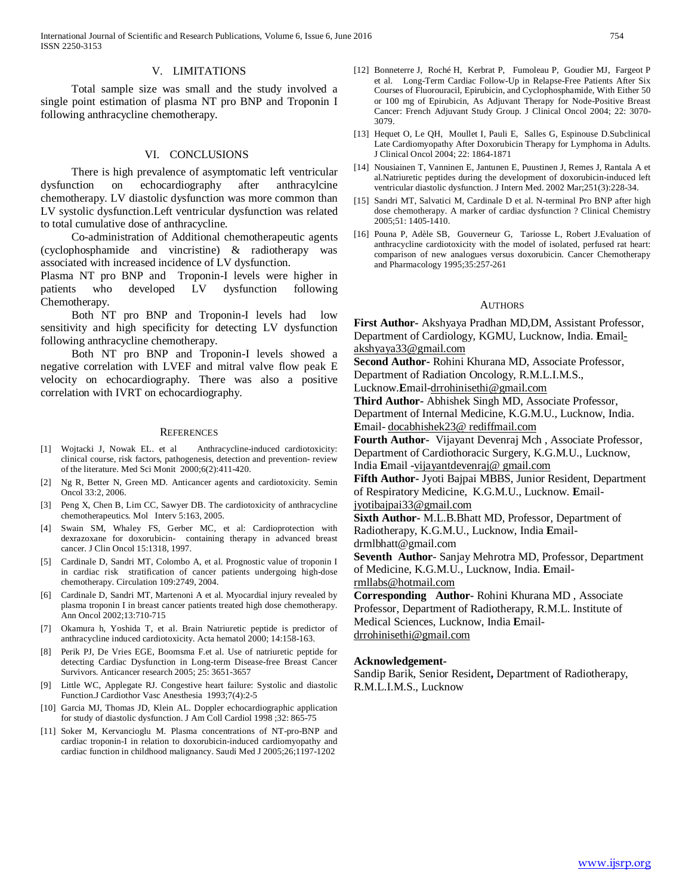## V. LIMITATIONS

Total sample size was small and the study involved a single point estimation of plasma NT pro BNP and Troponin I following anthracycline chemotherapy.

## VI. CONCLUSIONS

There is high prevalence of asymptomatic left ventricular dysfunction on echocardiography after anthracylcine chemotherapy. LV diastolic dysfunction was more common than LV systolic dysfunction.Left ventricular dysfunction was related to total cumulative dose of anthracycline.

Co-administration of Additional chemotherapeutic agents (cyclophosphamide and vincristine) & radiotherapy was associated with increased incidence of LV dysfunction.

Plasma NT pro BNP and Troponin-I levels were higher in patients who developed LV dysfunction following Chemotherapy.

Both NT pro BNP and Troponin-I levels had low sensitivity and high specificity for detecting LV dysfunction following anthracycline chemotherapy.

Both NT pro BNP and Troponin-I levels showed a negative correlation with LVEF and mitral valve flow peak E velocity on echocardiography. There was also a positive correlation with IVRT on echocardiography.

## REFERENCES

[1] Wojtacki J, Nowak EL. et al Anthracycline-induced cardiotoxicity: clinical course, risk factors, pathogenesis, detection and prevention- review of the literature. Med Sci Monit 2000;6(2):411-420.

[2] Ng R, Better N, Green MD. Anticancer agents and cardiotoxicity. Semin Oncol 33:2, 2006.

[3] Peng X, Chen B, Lim CC, Sawyer DB. The cardiotoxicity of anthracycline chemotherapeutics. Mol Interv 5:163, 2005.

[4] Swain SM, Whaley FS, Gerber MC, et al: Cardioprotection with dexrazoxane for doxorubicin- containing therapy in advanced breast cancer. J Clin Oncol 15:1318, 1997.

[5] Cardinale D, Sandri MT, Colombo A, et al. Prognostic value of troponin I in cardiac risk stratification of cancer patients undergoing high-dose chemotherapy. Circulation 109:2749, 2004.

[6] Cardinale D, Sandri MT, Martenoni A et al. Myocardial injury revealed by plasma troponin I in breast cancer patients treated high dose chemotherapy. Ann Oncol 2002;13:710-715

[7] Okamura h, Yoshida T, et al. Brain Natriuretic peptide is predictor of anthracycline induced cardiotoxicity. Acta hematol 2000; 14:158-163.

[8] Perik PJ, De Vries EGE, Boomsma F.et al. Use of natriuretic peptide for detecting Cardiac Dysfunction in Long-term Disease-free Breast Cancer Survivors. Anticancer research 2005; 25: 3651-3657

[9] Little WC, Applegate RJ. Congestive heart failure: Systolic and diastolic Function.J Cardiothor Vasc Anesthesia 1993;7(4):2-5

[10] Garcia MJ, Thomas JD, Klein AL. Doppler echocardiographic application for study of diastolic dysfunction. J Am Coll Cardiol 1998 ;32: 865-75

[11] Soker M, Kervancioglu M. Plasma concentrations of NT-pro-BNP and cardiac troponin-I in relation to doxorubicin-induced cardiomyopathy and cardiac function in childhood malignancy. Saudi Med J 2005;26;1197-1202

[12] Bonneterre J, Roché H, Kerbrat P, Fumoleau P, Goudier MJ, Fargeot P et al. Long-Term Cardiac Follow-Up in Relapse-Free Patients After Six Courses of Fluorouracil, Epirubicin, and Cyclophosphamide, With Either 50 or 100 mg of Epirubicin, As Adjuvant Therapy for Node-Positive Breast Cancer: French Adjuvant Study Group. J Clinical Oncol 2004; 22: 3070-3079.

[13] Hequet O, Le QH, Moullet I, Pauli E, Salles G, Espinouse D.Subclinical Late Cardiomyopathy After Doxorubicin Therapy for Lymphoma in Adults. J Clinical Oncol 2004; 22: 1864-1871

[14] Nousiainen T, Vanninen E, Jantunen E, Puustinen J, Remes J, Rantala A et al.Natriuretic peptides during the development of doxorubicin-induced left ventricular diastolic dysfunction. J Intern Med. 2002 Mar;251(3):228-34.

[15] Sandri MT, Salvatici M, Cardinale D et al. N-terminal Pro BNP after high dose chemotherapy. A marker of cardiac dysfunction ? Clinical Chemistry 2005;51: 1405-1410.

[16] Pouna P, Adèle SB, Gouverneur G, Tariosse L, Robert J.Evaluation of anthracycline cardiotoxicity with the model of isolated, perfused rat heart: comparison of new analogues versus doxorubicin. Cancer Chemotherapy and Pharmacology 1995;35:257-261

## AUTHORS

**First Author-** Akshyaya Pradhan MD,DM, Assistant Professor, Department of Cardiology, KGMU, Lucknow, India. **E**mail-akshyaya33@gmail.com

**Second Author-** Rohini Khurana MD, Associate Professor, Department of Radiation Oncology, R.M.L.I.M.S., Lucknow.**E**mail-drrohinisethi@gmail.com

**Third Author-** Abhishek Singh MD, Associate Professor, Department of Internal Medicine, K.G.M.U., Lucknow, India. **E**mail- docabhishek23@ rediffmail.com

**Fourth Author-** Vijayant Devenraj Mch , Associate Professor, Department of Cardiothoracic Surgery, K.G.M.U., Lucknow, India **E**mail -vijayantdevenraj@ gmail.com

**Fifth Author-** Jyoti Bajpai MBBS, Junior Resident, Department of Respiratory Medicine, K.G.M.U., Lucknow. **E**mail-jyotibajpai33@gmail.com

**Sixth Author-** M.L.B.Bhatt MD, Professor, Department of Radiotherapy, K.G.M.U., Lucknow, India **E**mail-drmlbhatt@gmail.com

**Seventh Author**- Sanjay Mehrotra MD, Professor, Department of Medicine, K.G.M.U., Lucknow, India. **E**mail-rmllabs@hotmail.com

**Corresponding Author-** Rohini Khurana MD , Associate Professor, Department of Radiotherapy, R.M.L. Institute of Medical Sciences, Lucknow, India **E**mail-drrohinisethi@gmail.com

**Acknowledgement-**

Sandip Barik, Senior Resident**,** Department of Radiotherapy, R.M.L.I.M.S., Lucknow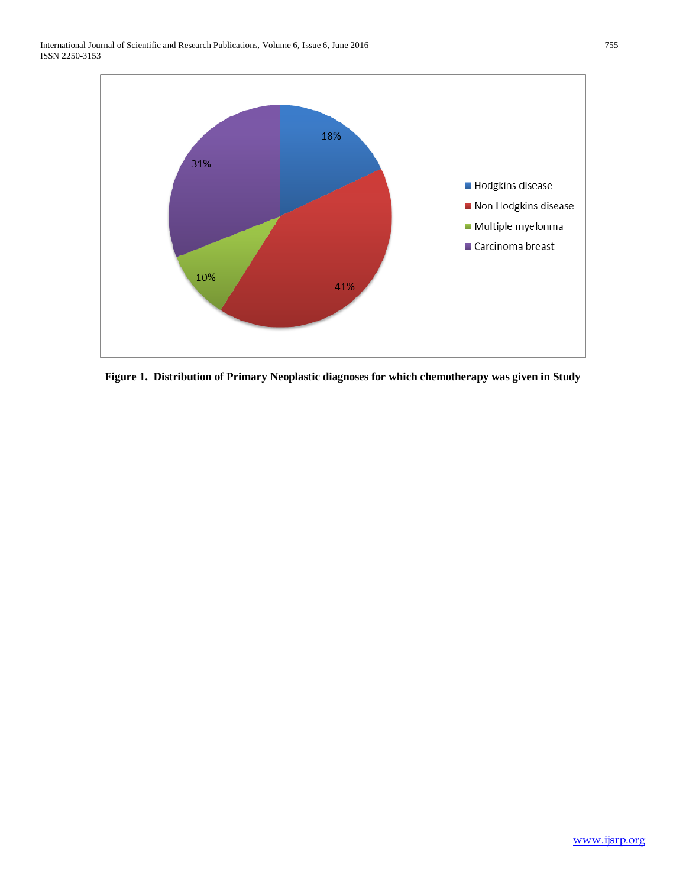**Figure 1. Distribution of Primary Neoplastic diagnoses for which chemotherapy was given in Study**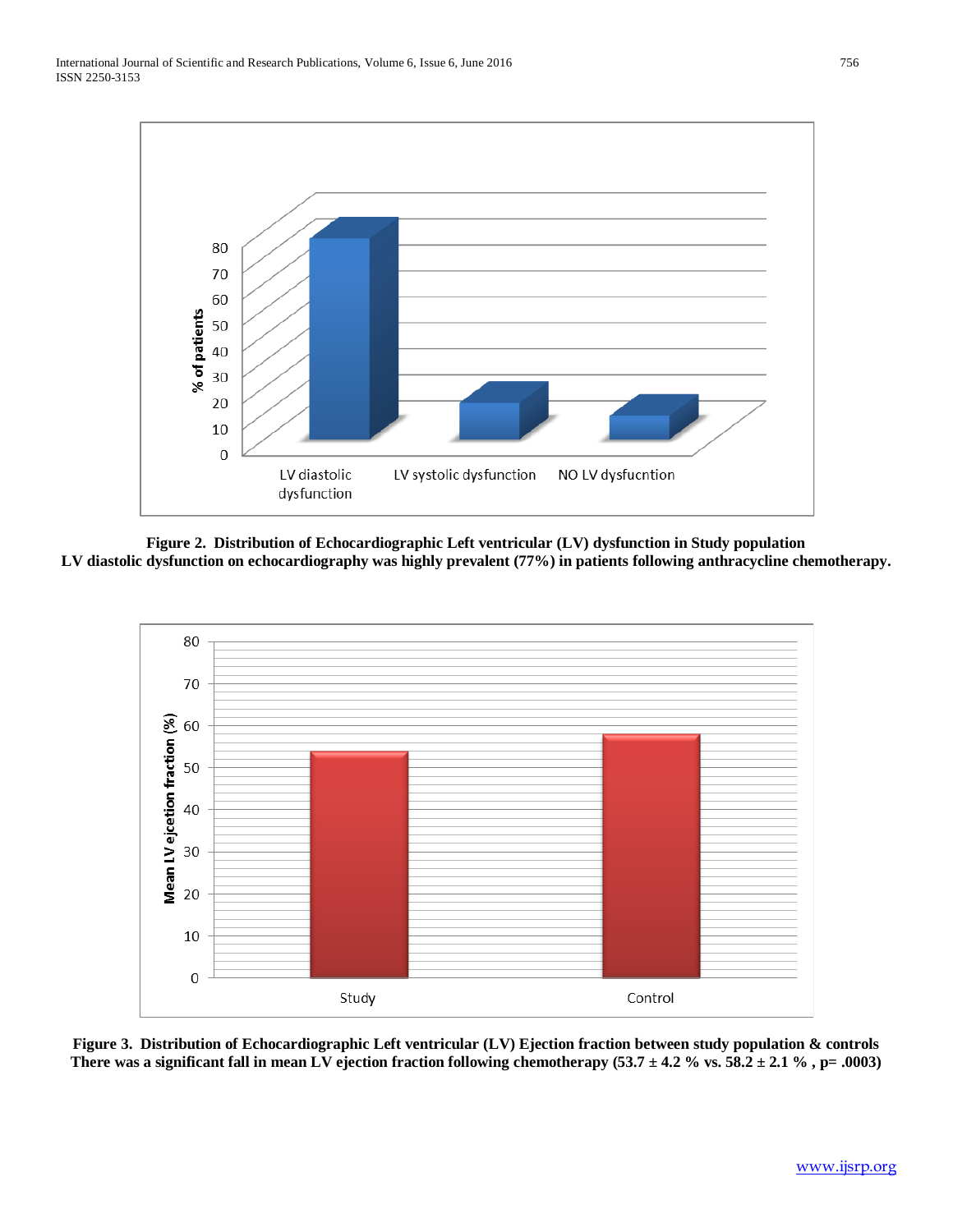**Figure 2. Distribution of Echocardiographic Left ventricular (LV) dysfunction in Study population**
**LV diastolic dysfunction on echocardiography was highly prevalent (77%) in patients following anthracycline chemotherapy.**

**Figure 3. Distribution of Echocardiographic Left ventricular (LV) Ejection fraction between study population & controls**
**There was a significant fall in mean LV ejection fraction following chemotherapy (53.7 ± 4.2 % vs. 58.2 ± 2.1 % , p= .0003)**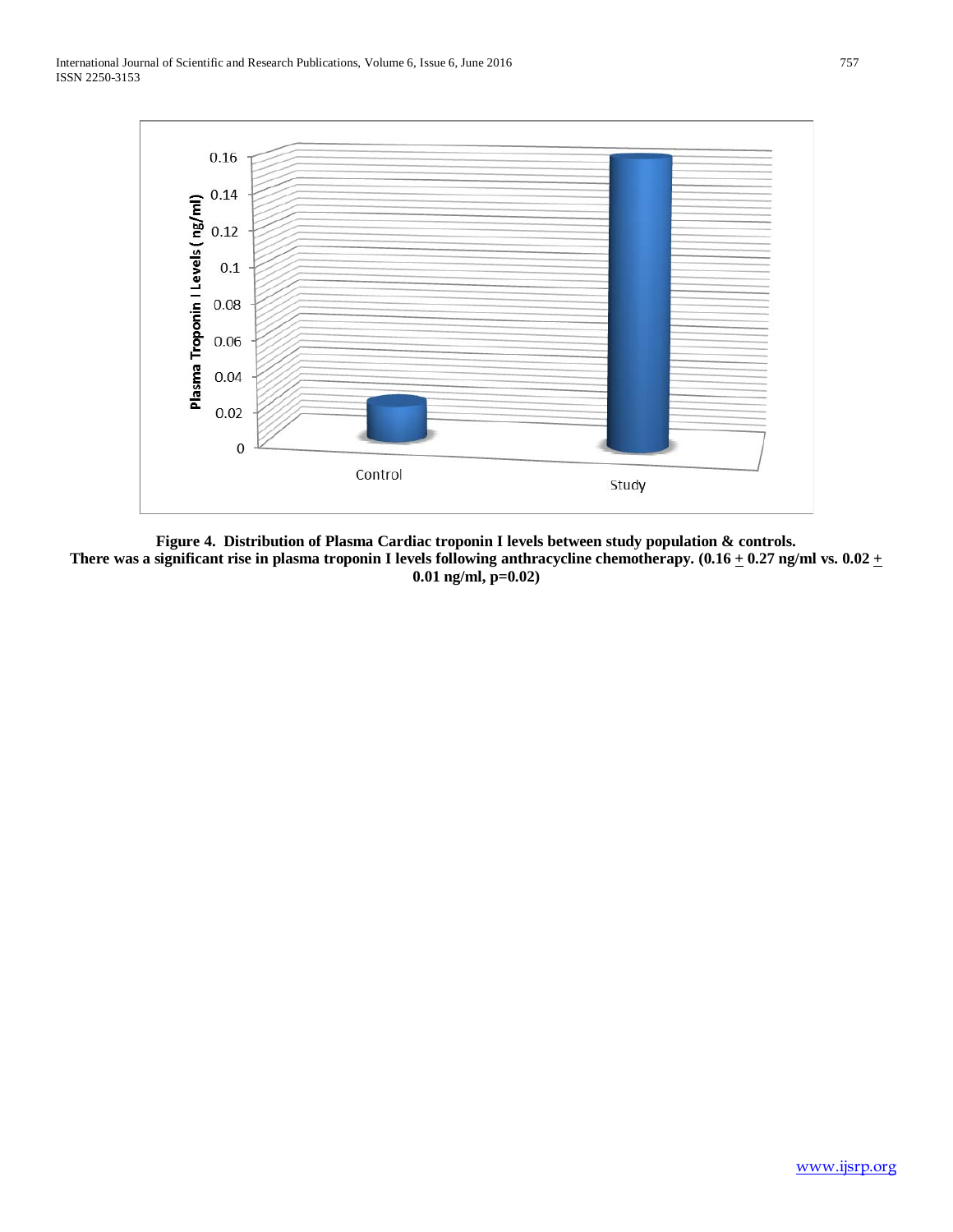Plasma Troponin I Levels ( ng/ml)

0.16
0.14
0.12
0.1
0.08
0.06
0.04
0.02
0

Control

Study

**Figure 4. Distribution of Plasma Cardiac troponin I levels between study population & controls.**
**There was a significant rise in plasma troponin I levels following anthracycline chemotherapy. (0.16 ± 0.27 ng/ml vs. 0.02 ± 0.01 ng/ml, p=0.02)**